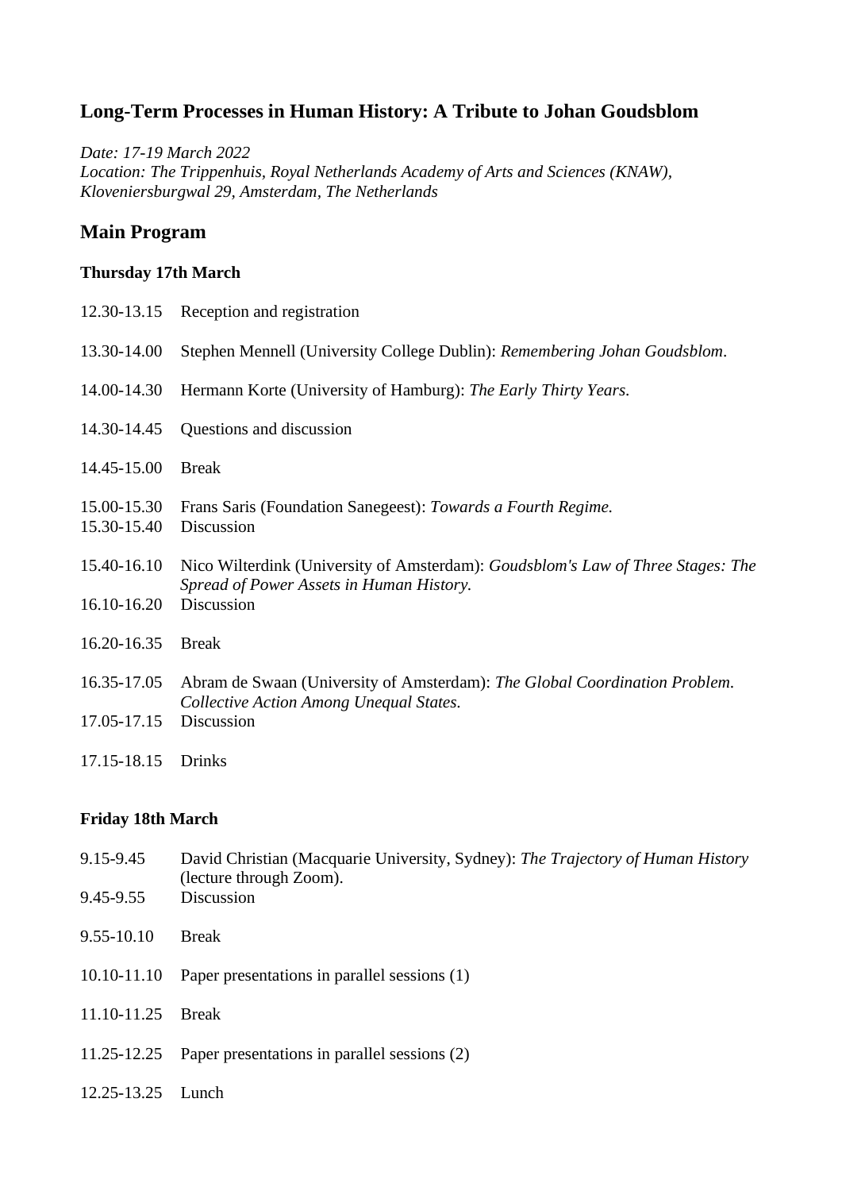## Long-Term Processes in Human History: A Tribute to Johan Goudsblom

*Date: 17-19 March 2022*
*Location: The Trippenhuis, Royal Netherlands Academy of Arts and Sciences (KNAW), Kloveniersburgwal 29, Amsterdam, The Netherlands*

## Main Program

#### Thursday 17th March

| | |
|---|---|
| 12.30-13.15 | Reception and registration |
| 13.30-14.00 | Stephen Mennell (University College Dublin): *Remembering Johan Goudsblom*. |
| 14.00-14.30 | Hermann Korte (University of Hamburg): *The Early Thirty Years.* |
| 14.30-14.45 | Questions and discussion |
| 14.45-15.00 | Break |
| 15.00-15.30 | Frans Saris (Foundation Sanegeest): *Towards a Fourth Regime.* |
| 15.30-15.40 | Discussion |
| 15.40-16.10 | Nico Wilterdink (University of Amsterdam): *Goudsblom's Law of Three Stages: The Spread of Power Assets in Human History.* |
| 16.10-16.20 | Discussion |
| 16.20-16.35 | Break |
| 16.35-17.05 | Abram de Swaan (University of Amsterdam): *The Global Coordination Problem. Collective Action Among Unequal States.* |
| 17.05-17.15 | Discussion |
| 17.15-18.15 | Drinks |

#### Friday 18th March

| | |
|---|---|
| 9.15-9.45 | David Christian (Macquarie University, Sydney): *The Trajectory of Human History* (lecture through Zoom). |
| 9.45-9.55 | Discussion |
| 9.55-10.10 | Break |
| 10.10-11.10 | Paper presentations in parallel sessions (1) |
| 11.10-11.25 | Break |
| 11.25-12.25 | Paper presentations in parallel sessions (2) |
| 12.25-13.25 | Lunch |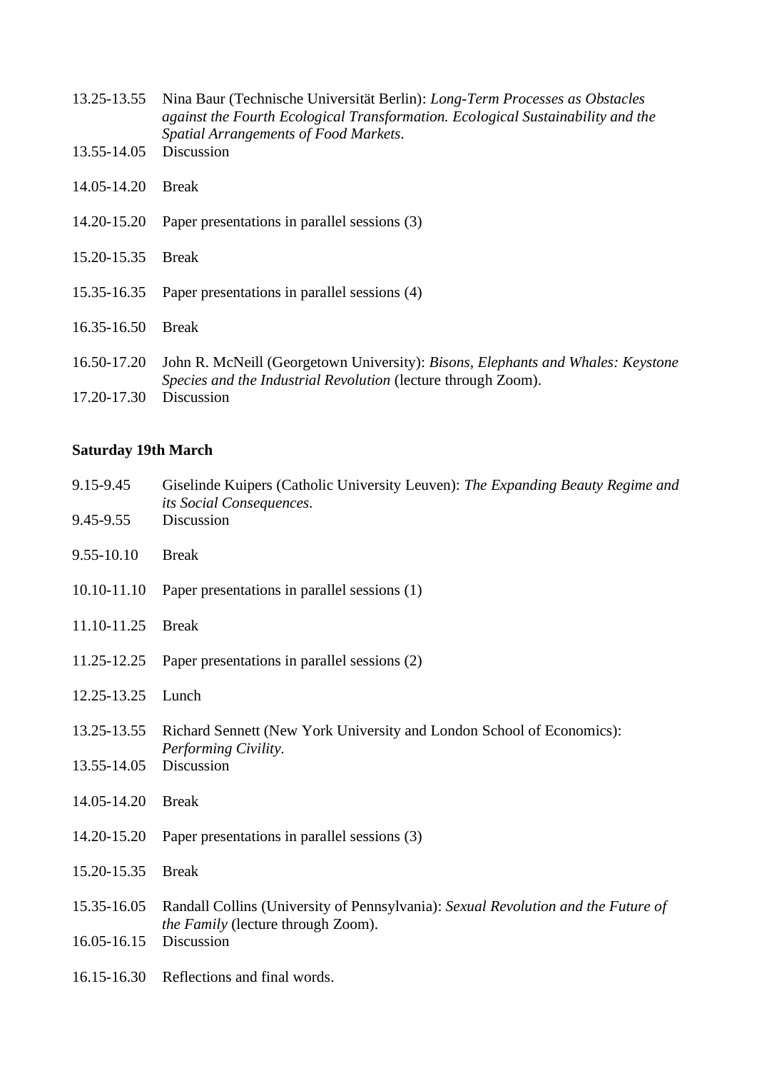13.25-13.55 Nina Baur (Technische Universität Berlin): *Long-Term Processes as Obstacles against the Fourth Ecological Transformation. Ecological Sustainability and the Spatial Arrangements of Food Markets*.
13.55-14.05 Discussion

14.05-14.20 Break

14.20-15.20 Paper presentations in parallel sessions (3)

15.20-15.35 Break

15.35-16.35 Paper presentations in parallel sessions (4)

16.35-16.50 Break

16.50-17.20 John R. McNeill (Georgetown University): *Bisons, Elephants and Whales: Keystone Species and the Industrial Revolution* (lecture through Zoom).
17.20-17.30 Discussion

**Saturday 19th March**

9.15-9.45 Giselinde Kuipers (Catholic University Leuven): *The Expanding Beauty Regime and its Social Consequences*.
9.45-9.55 Discussion

9.55-10.10 Break

10.10-11.10 Paper presentations in parallel sessions (1)

11.10-11.25 Break

11.25-12.25 Paper presentations in parallel sessions (2)

12.25-13.25 Lunch

13.25-13.55 Richard Sennett (New York University and London School of Economics): *Performing Civility*.
13.55-14.05 Discussion

14.05-14.20 Break

14.20-15.20 Paper presentations in parallel sessions (3)

15.20-15.35 Break

15.35-16.05 Randall Collins (University of Pennsylvania): *Sexual Revolution and the Future of the Family* (lecture through Zoom).
16.05-16.15 Discussion

16.15-16.30 Reflections and final words.